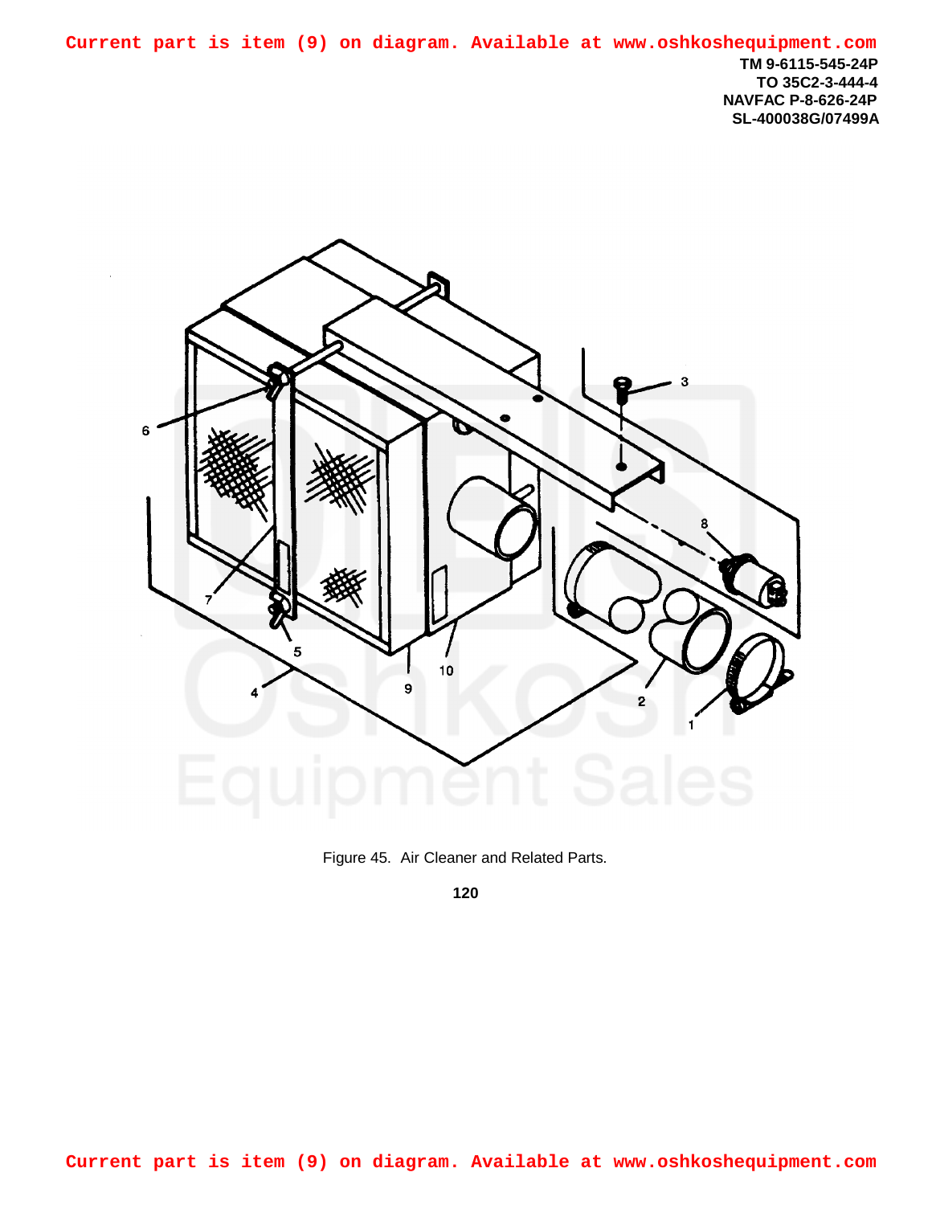Current part is item (9) on diagram. Available at www.oshkoshequipment.com

TM 9-6115-545-24P
TO 35C2-3-444-4
NAVFAC P-8-626-24P
SL-400038G/07499A

Figure 45. Air Cleaner and Related Parts.

Current part is item (9) on diagram. Available at www.oshkoshequipment.com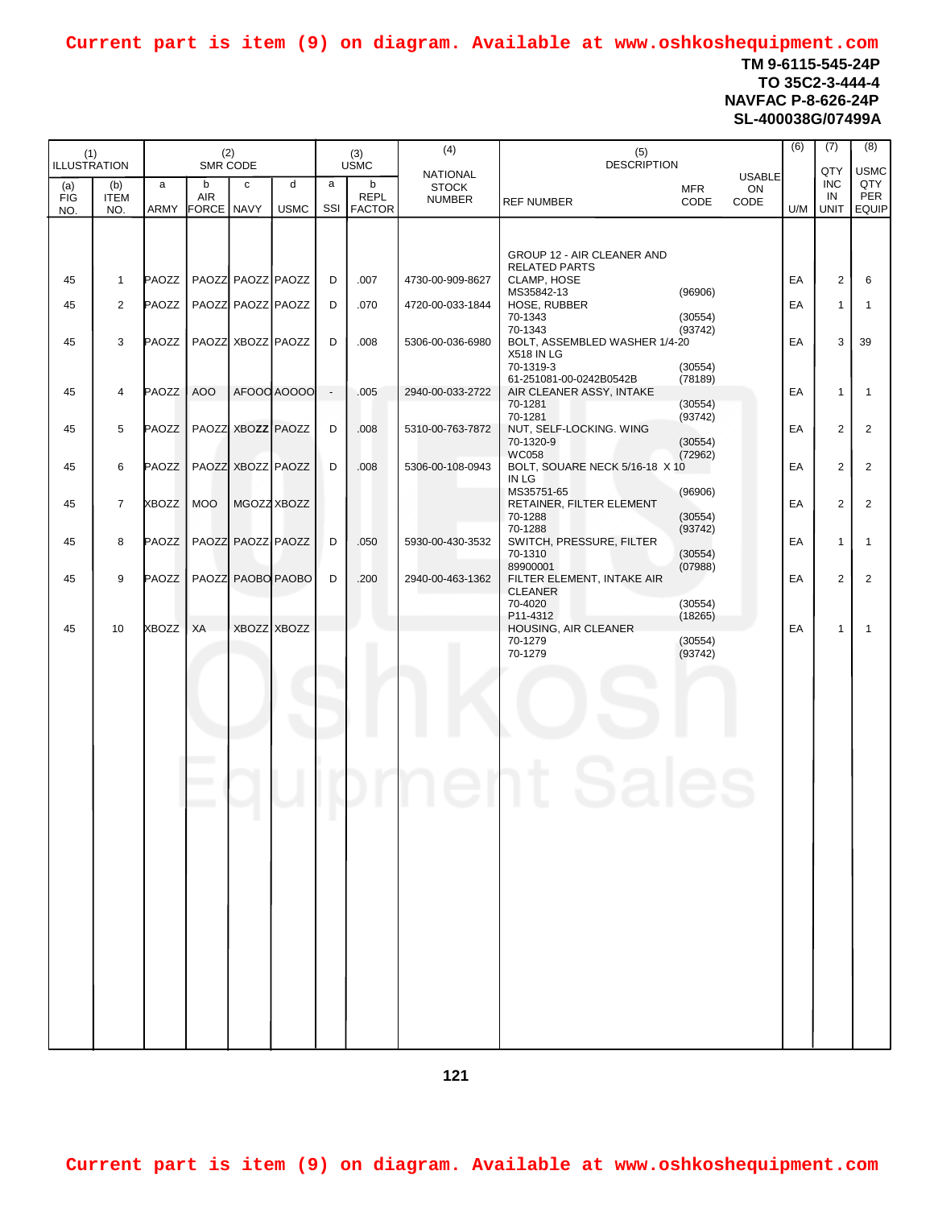Current part is item (9) on diagram. Available at www.oshkoshequipment.com

TM 9-6115-545-24P
TO 35C2-3-444-4
NAVFAC P-8-626-24P
SL-400038G/07499A

| (1) ILLUSTRATION | | (2) SMR CODE | | | | (3) USMC | | (4) | (5) DESCRIPTION | | | (6) | (7) | (8) |
|---|---|---|---|---|---|---|---|---|---|---|---|---|---|---|
| (a) FIG NO. | (b) ITEM NO. | a ARMY | b AIR FORCE | c NAVY | d USMC | a SSI | b REPL FACTOR | NATIONAL STOCK NUMBER | REF NUMBER | MFR CODE | USABLE ON CODE | U/M | QTY INC IN UNIT | USMC QTY PER EQUIP |
| | | | | | | | | | GROUP 12 - AIR CLEANER AND RELATED PARTS | | | | | |
| 45 | 1 | PAOZZ | PAOZZ | PAOZZ | PAOZZ | D | .007 | 4730-00-909-8627 | CLAMP, HOSE<br>MS35842-13 | <br>(96906) | | EA | 2 | 6 |
| 45 | 2 | PAOZZ | PAOZZ | PAOZZ | PAOZZ | D | .070 | 4720-00-033-1844 | HOSE, RUBBER<br>70-1343<br>70-1343 | <br>(30554)<br>(93742) | | EA | 1 | 1 |
| 45 | 3 | PAOZZ | PAOZZ | XBOZZ | PAOZZ | D | .008 | 5306-00-036-6980 | BOLT, ASSEMBLED WASHER 1/4-20 X518 IN LG<br>70-1319-3<br>61-251081-00-0242B0542B | <br><br>(30554)<br>(78189) | | EA | 3 | 39 |
| 45 | 4 | PAOZZ | AOO | AFOOO | AOOOO | - | .005 | 2940-00-033-2722 | AIR CLEANER ASSY, INTAKE<br>70-1281<br>70-1281 | <br>(30554)<br>(93742) | | EA | 1 | 1 |
| 45 | 5 | PAOZZ | PAOZZ | XBOZZ | PAOZZ | D | .008 | 5310-00-763-7872 | NUT, SELF-LOCKING. WING<br>70-1320-9<br>WC058 | <br>(30554)<br>(72962) | | EA | 2 | 2 |
| 45 | 6 | PAOZZ | PAOZZ | XBOZZ | PAOZZ | D | .008 | 5306-00-108-0943 | BOLT, SOUARE NECK 5/16-18 X 10 IN LG<br>MS35751-65 | <br><br>(96906) | | EA | 2 | 2 |
| 45 | 7 | XBOZZ | MOO | MGOZZ | XBOZZ | | | | RETAINER, FILTER ELEMENT<br>70-1288<br>70-1288 | <br>(30554)<br>(93742) | | EA | 2 | 2 |
| 45 | 8 | PAOZZ | PAOZZ | PAOZZ | PAOZZ | D | .050 | 5930-00-430-3532 | SWITCH, PRESSURE, FILTER<br>70-1310<br>89900001 | <br>(30554)<br>(07988) | | EA | 1 | 1 |
| 45 | 9 | PAOZZ | PAOZZ | PAOBO | PAOBO | D | .200 | 2940-00-463-1362 | FILTER ELEMENT, INTAKE AIR CLEANER<br>70-4020<br>P11-4312 | <br><br>(30554)<br>(18265) | | EA | 2 | 2 |
| 45 | 10 | XBOZZ | XA | XBOZZ | XBOZZ | | | | HOUSING, AIR CLEANER<br>70-1279<br>70-1279 | <br>(30554)<br>(93742) | | EA | 1 | 1 |

Current part is item (9) on diagram. Available at www.oshkoshequipment.com